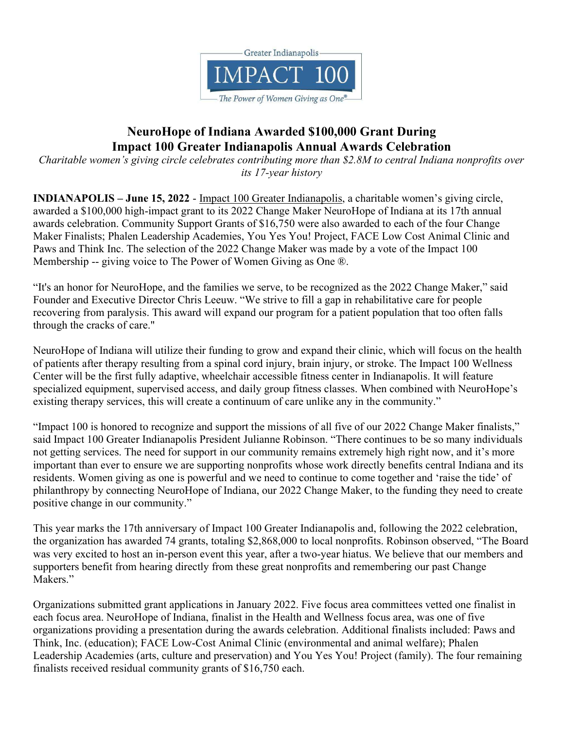Greater Indianapolis

IMPACT 100

*The Power of Women Giving as One®*

# NeuroHope of Indiana Awarded $100,000 Grant During Impact 100 Greater Indianapolis Annual Awards Celebration

*Charitable women's giving circle celebrates contributing more than $2.8M to central Indiana nonprofits over its 17-year history*

**INDIANAPOLIS – June 15, 2022** - Impact 100 Greater Indianapolis, a charitable women's giving circle, awarded a $100,000 high-impact grant to its 2022 Change Maker NeuroHope of Indiana at its 17th annual awards celebration. Community Support Grants of $16,750 were also awarded to each of the four Change Maker Finalists; Phalen Leadership Academies, You Yes You! Project, FACE Low Cost Animal Clinic and Paws and Think Inc. The selection of the 2022 Change Maker was made by a vote of the Impact 100 Membership -- giving voice to The Power of Women Giving as One ®.

"It's an honor for NeuroHope, and the families we serve, to be recognized as the 2022 Change Maker," said Founder and Executive Director Chris Leeuw. "We strive to fill a gap in rehabilitative care for people recovering from paralysis. This award will expand our program for a patient population that too often falls through the cracks of care."

NeuroHope of Indiana will utilize their funding to grow and expand their clinic, which will focus on the health of patients after therapy resulting from a spinal cord injury, brain injury, or stroke. The Impact 100 Wellness Center will be the first fully adaptive, wheelchair accessible fitness center in Indianapolis. It will feature specialized equipment, supervised access, and daily group fitness classes. When combined with NeuroHope's existing therapy services, this will create a continuum of care unlike any in the community."

"Impact 100 is honored to recognize and support the missions of all five of our 2022 Change Maker finalists," said Impact 100 Greater Indianapolis President Julianne Robinson. "There continues to be so many individuals not getting services. The need for support in our community remains extremely high right now, and it's more important than ever to ensure we are supporting nonprofits whose work directly benefits central Indiana and its residents. Women giving as one is powerful and we need to continue to come together and 'raise the tide' of philanthropy by connecting NeuroHope of Indiana, our 2022 Change Maker, to the funding they need to create positive change in our community."

This year marks the 17th anniversary of Impact 100 Greater Indianapolis and, following the 2022 celebration, the organization has awarded 74 grants, totaling $2,868,000 to local nonprofits. Robinson observed, "The Board was very excited to host an in-person event this year, after a two-year hiatus. We believe that our members and supporters benefit from hearing directly from these great nonprofits and remembering our past Change Makers."

Organizations submitted grant applications in January 2022. Five focus area committees vetted one finalist in each focus area. NeuroHope of Indiana, finalist in the Health and Wellness focus area, was one of five organizations providing a presentation during the awards celebration. Additional finalists included: Paws and Think, Inc. (education); FACE Low-Cost Animal Clinic (environmental and animal welfare); Phalen Leadership Academies (arts, culture and preservation) and You Yes You! Project (family). The four remaining finalists received residual community grants of $16,750 each.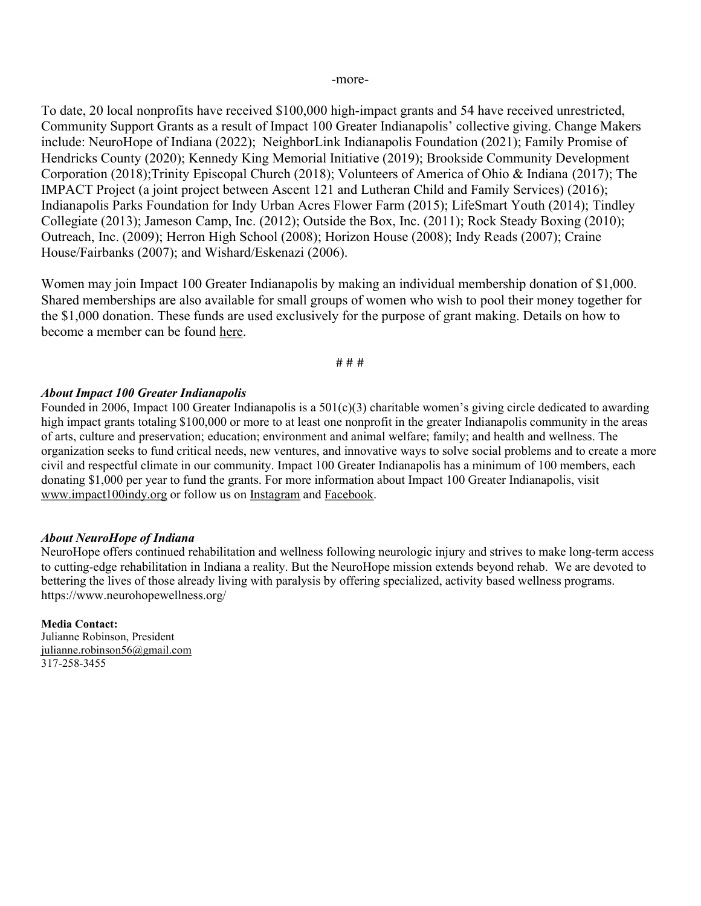-more-

To date, 20 local nonprofits have received $100,000 high-impact grants and 54 have received unrestricted, Community Support Grants as a result of Impact 100 Greater Indianapolis' collective giving. Change Makers include: NeuroHope of Indiana (2022); NeighborLink Indianapolis Foundation (2021); Family Promise of Hendricks County (2020); Kennedy King Memorial Initiative (2019); Brookside Community Development Corporation (2018);Trinity Episcopal Church (2018); Volunteers of America of Ohio & Indiana (2017); The IMPACT Project (a joint project between Ascent 121 and Lutheran Child and Family Services) (2016); Indianapolis Parks Foundation for Indy Urban Acres Flower Farm (2015); LifeSmart Youth (2014); Tindley Collegiate (2013); Jameson Camp, Inc. (2012); Outside the Box, Inc. (2011); Rock Steady Boxing (2010); Outreach, Inc. (2009); Herron High School (2008); Horizon House (2008); Indy Reads (2007); Craine House/Fairbanks (2007); and Wishard/Eskenazi (2006).

Women may join Impact 100 Greater Indianapolis by making an individual membership donation of $1,000. Shared memberships are also available for small groups of women who wish to pool their money together for the $1,000 donation. These funds are used exclusively for the purpose of grant making. Details on how to become a member can be found here.

# # #

***About Impact 100 Greater Indianapolis***

Founded in 2006, Impact 100 Greater Indianapolis is a 501(c)(3) charitable women's giving circle dedicated to awarding high impact grants totaling $100,000 or more to at least one nonprofit in the greater Indianapolis community in the areas of arts, culture and preservation; education; environment and animal welfare; family; and health and wellness. The organization seeks to fund critical needs, new ventures, and innovative ways to solve social problems and to create a more civil and respectful climate in our community. Impact 100 Greater Indianapolis has a minimum of 100 members, each donating $1,000 per year to fund the grants. For more information about Impact 100 Greater Indianapolis, visit www.impact100indy.org or follow us on Instagram and Facebook.

***About NeuroHope of Indiana***

NeuroHope offers continued rehabilitation and wellness following neurologic injury and strives to make long-term access to cutting-edge rehabilitation in Indiana a reality. But the NeuroHope mission extends beyond rehab. We are devoted to bettering the lives of those already living with paralysis by offering specialized, activity based wellness programs. https://www.neurohopewellness.org/

**Media Contact:**  
Julianne Robinson, President  
julianne.robinson56@gmail.com  
317-258-3455